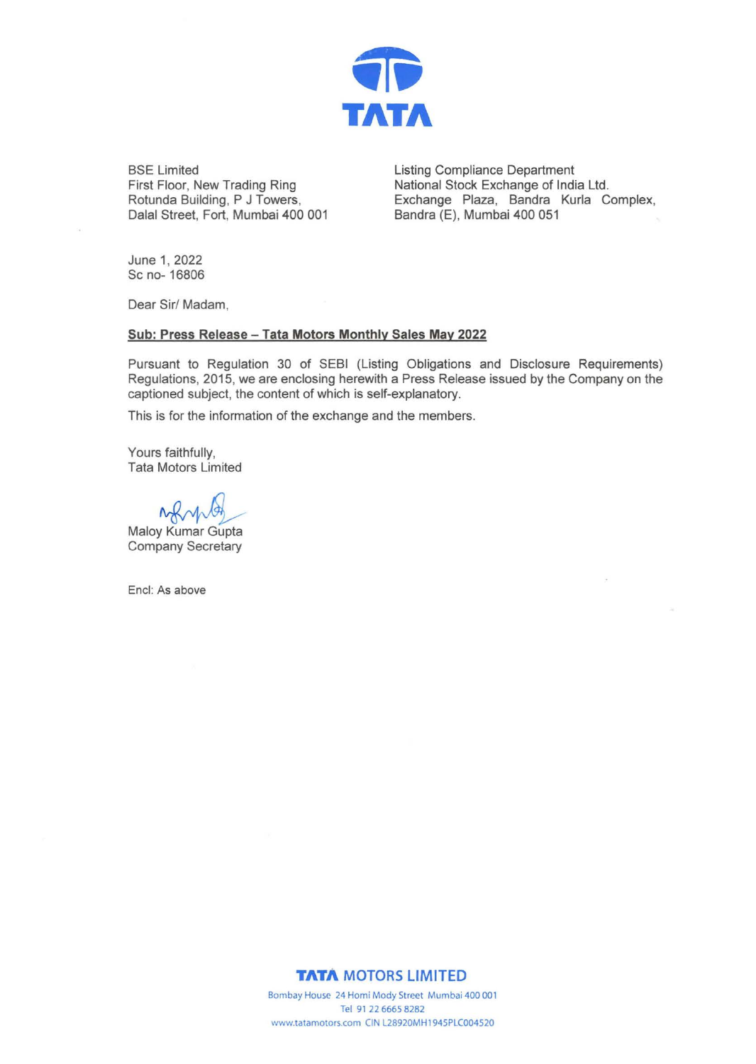BSE Limited
First Floor, New Trading Ring
Rotunda Building, P J Towers,
Dalal Street, Fort, Mumbai 400 001

Listing Compliance Department
National Stock Exchange of India Ltd.
Exchange Plaza, Bandra Kurla Complex,
Bandra (E), Mumbai 400 051

June 1, 2022
Sc no- 16806

Dear Sir/ Madam,

**Sub: Press Release – Tata Motors Monthly Sales May 2022**

Pursuant to Regulation 30 of SEBI (Listing Obligations and Disclosure Requirements) Regulations, 2015, we are enclosing herewith a Press Release issued by the Company on the captioned subject, the content of which is self-explanatory.

This is for the information of the exchange and the members.

Yours faithfully,
Tata Motors Limited

Maloy Kumar Gupta
Company Secretary

Encl: As above

**TATA MOTORS LIMITED**
Bombay House 24 Homi Mody Street Mumbai 400 001
Tel 91 22 6665 8282
www.tatamotors.com CIN L28920MH1945PLC004520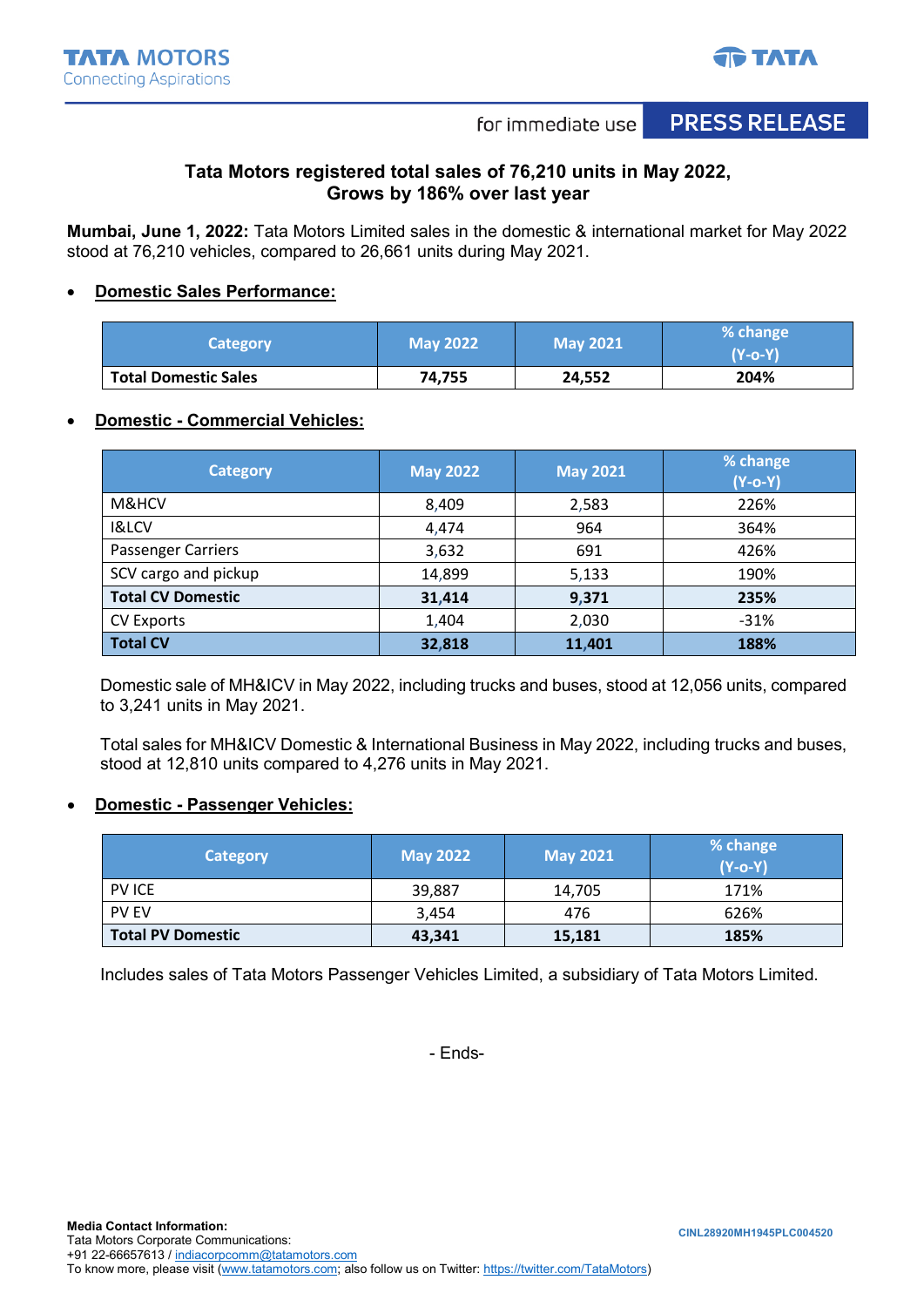TATA MOTORS
Connecting Aspirations

for immediate use **PRESS RELEASE**

**Tata Motors registered total sales of 76,210 units in May 2022, Grows by 186% over last year**

**Mumbai, June 1, 2022:** Tata Motors Limited sales in the domestic & international market for May 2022 stood at 76,210 vehicles, compared to 26,661 units during May 2021.

- **Domestic Sales Performance:**

| Category | May 2022 | May 2021 | % change (Y-o-Y) |
|---|---|---|---|
| **Total Domestic Sales** | **74,755** | **24,552** | **204%** |

- **Domestic - Commercial Vehicles:**

| Category | May 2022 | May 2021 | % change (Y-o-Y) |
|---|---|---|---|
| M&HCV | 8,409 | 2,583 | 226% |
| I&LCV | 4,474 | 964 | 364% |
| Passenger Carriers | 3,632 | 691 | 426% |
| SCV cargo and pickup | 14,899 | 5,133 | 190% |
| **Total CV Domestic** | **31,414** | **9,371** | **235%** |
| CV Exports | 1,404 | 2,030 | -31% |
| **Total CV** | **32,818** | **11,401** | **188%** |

Domestic sale of MH&ICV in May 2022, including trucks and buses, stood at 12,056 units, compared to 3,241 units in May 2021.

Total sales for MH&ICV Domestic & International Business in May 2022, including trucks and buses, stood at 12,810 units compared to 4,276 units in May 2021.

- **Domestic - Passenger Vehicles:**

| Category | May 2022 | May 2021 | % change (Y-o-Y) |
|---|---|---|---|
| PV ICE | 39,887 | 14,705 | 171% |
| PV EV | 3,454 | 476 | 626% |
| **Total PV Domestic** | **43,341** | **15,181** | **185%** |

Includes sales of Tata Motors Passenger Vehicles Limited, a subsidiary of Tata Motors Limited.

\- Ends-

**Media Contact Information:**
Tata Motors Corporate Communications:
+91 22-66657613 / indiacorpcomm@tatamotors.com
To know more, please visit (www.tatamotors.com; also follow us on Twitter: https://twitter.com/TataMotors)

CINL28920MH1945PLC004520